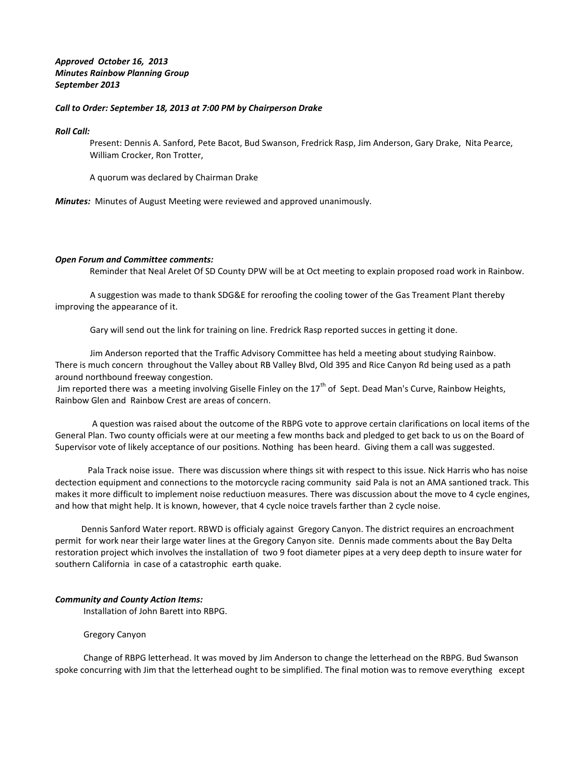***Approved October 16, 2013***
***Minutes Rainbow Planning Group***
***September 2013***

***Call to Order: September 18, 2013 at 7:00 PM by Chairperson Drake***

***Roll Call:***

Present: Dennis A. Sanford, Pete Bacot, Bud Swanson, Fredrick Rasp, Jim Anderson, Gary Drake, Nita Pearce, William Crocker, Ron Trotter,

A quorum was declared by Chairman Drake

***Minutes:*** Minutes of August Meeting were reviewed and approved unanimously.

***Open Forum and Committee comments:***

Reminder that Neal Arelet Of SD County DPW will be at Oct meeting to explain proposed road work in Rainbow.

A suggestion was made to thank SDG&E for reroofing the cooling tower of the Gas Treament Plant thereby improving the appearance of it.

Gary will send out the link for training on line. Fredrick Rasp reported succes in getting it done.

Jim Anderson reported that the Traffic Advisory Committee has held a meeting about studying Rainbow. There is much concern throughout the Valley about RB Valley Blvd, Old 395 and Rice Canyon Rd being used as a path around northbound freeway congestion.
Jim reported there was a meeting involving Giselle Finley on the 17th of Sept. Dead Man's Curve, Rainbow Heights, Rainbow Glen and Rainbow Crest are areas of concern.

A question was raised about the outcome of the RBPG vote to approve certain clarifications on local items of the General Plan. Two county officials were at our meeting a few months back and pledged to get back to us on the Board of Supervisor vote of likely acceptance of our positions. Nothing has been heard. Giving them a call was suggested.

Pala Track noise issue. There was discussion where things sit with respect to this issue. Nick Harris who has noise dectection equipment and connections to the motorcycle racing community said Pala is not an AMA santioned track. This makes it more difficult to implement noise reductiuon measures. There was discussion about the move to 4 cycle engines, and how that might help. It is known, however, that 4 cycle noice travels farther than 2 cycle noise.

Dennis Sanford Water report. RBWD is officialy against Gregory Canyon. The district requires an encroachment permit for work near their large water lines at the Gregory Canyon site. Dennis made comments about the Bay Delta restoration project which involves the installation of two 9 foot diameter pipes at a very deep depth to insure water for southern California in case of a catastrophic earth quake.

***Community and County Action Items:***

Installation of John Barett into RBPG.

Gregory Canyon

Change of RBPG letterhead. It was moved by Jim Anderson to change the letterhead on the RBPG. Bud Swanson spoke concurring with Jim that the letterhead ought to be simplified. The final motion was to remove everything except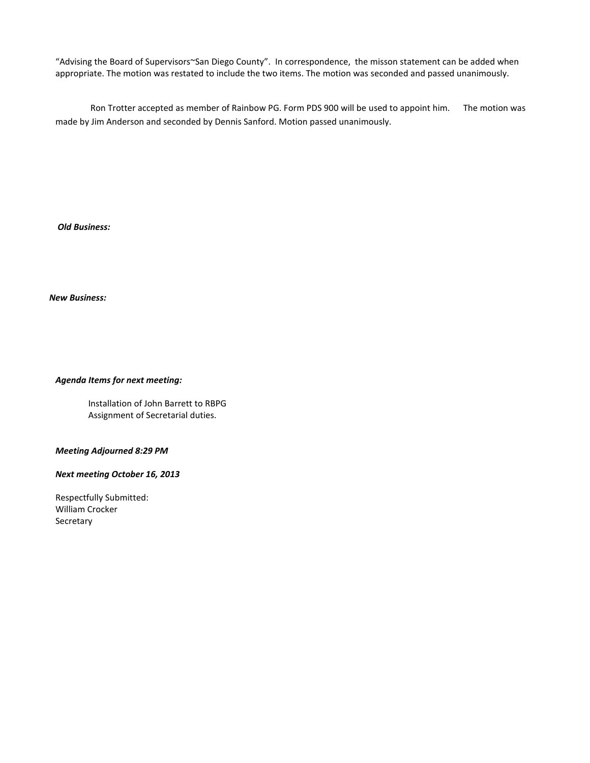"Advising the Board of Supervisors~San Diego County". In correspondence, the misson statement can be added when appropriate. The motion was restated to include the two items. The motion was seconded and passed unanimously.

Ron Trotter accepted as member of Rainbow PG. Form PDS 900 will be used to appoint him. The motion was made by Jim Anderson and seconded by Dennis Sanford. Motion passed unanimously.

***Old Business:***

***New Business:***

***Agenda Items for next meeting:***

Installation of John Barrett to RBPG
Assignment of Secretarial duties.

***Meeting Adjourned 8:29 PM***

***Next meeting October 16, 2013***

Respectfully Submitted:
William Crocker
Secretary